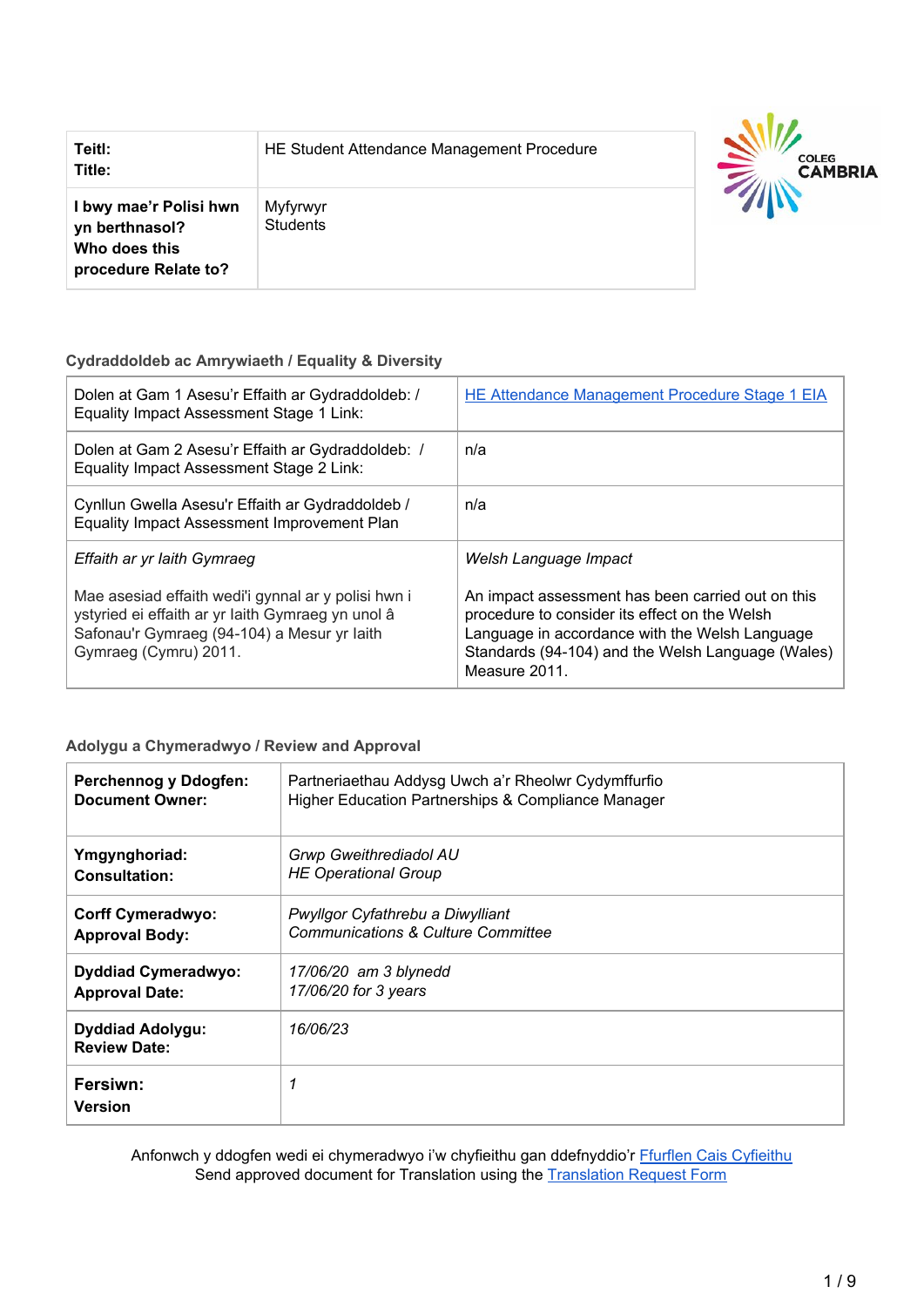| **Teitl:** **Title:** | HE Student Attendance Management Procedure |
|---|---|
| **I bwy mae'r Polisi hwn yn berthnasol? Who does this procedure Relate to?** | Myfyrwyr Students |

COLEG CAMBRIA

### Cydraddoldeb ac Amrywiaeth / Equality & Diversity

| Dolen at Gam 1 Asesu'r Effaith ar Gydraddoldeb: / Equality Impact Assessment Stage 1 Link: | [HE Attendance Management Procedure Stage 1 EIA]() |
|---|---|
| Dolen at Gam 2 Asesu'r Effaith ar Gydraddoldeb: / Equality Impact Assessment Stage 2 Link: | n/a |
| Cynllun Gwella Asesu'r Effaith ar Gydraddoldeb / Equality Impact Assessment Improvement Plan | n/a |
| *Effaith ar yr Iaith Gymraeg*<br><br>Mae asesiad effaith wedi'i gynnal ar y polisi hwn i ystyried ei effaith ar yr Iaith Gymraeg yn unol â Safonau'r Gymraeg (94-104) a Mesur yr Iaith Gymraeg (Cymru) 2011. | *Welsh Language Impact*<br><br>An impact assessment has been carried out on this procedure to consider its effect on the Welsh Language in accordance with the Welsh Language Standards (94-104) and the Welsh Language (Wales) Measure 2011. |

### Adolygu a Chymeradwyo / Review and Approval

| **Perchennog y Ddogfen: Document Owner:** | Partneriaethau Addysg Uwch a'r Rheolwr Cydymffurfio Higher Education Partnerships & Compliance Manager |
|---|---|
| **Ymgynghoriad: Consultation:** | *Grwp Gweithrediadol AU HE Operational Group* |
| **Corff Cymeradwyo: Approval Body:** | *Pwyllgor Cyfathrebu a Diwylliant Communications & Culture Committee* |
| **Dyddiad Cymeradwyo: Approval Date:** | *17/06/20 am 3 blynedd 17/06/20 for 3 years* |
| **Dyddiad Adolygu: Review Date:** | *16/06/23* |
| **Fersiwn: Version** | *1* |

Anfonwch y ddogfen wedi ei chymeradwyo i'w chyfieithu gan ddefnyddio'r [Ffurflen Cais Cyfieithu]()
Send approved document for Translation using the [Translation Request Form]()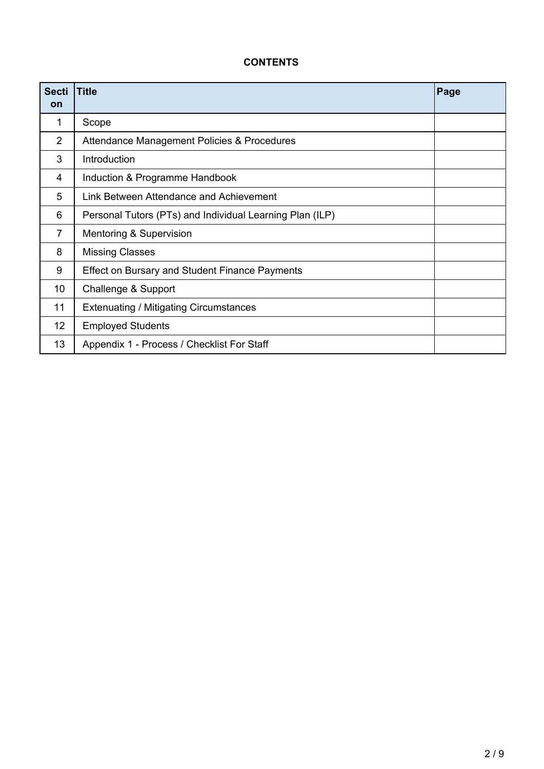**CONTENTS**

| Section | Title | Page |
|---|---|---|
| 1 | Scope | |
| 2 | Attendance Management Policies & Procedures | |
| 3 | Introduction | |
| 4 | Induction & Programme Handbook | |
| 5 | Link Between Attendance and Achievement | |
| 6 | Personal Tutors (PTs) and Individual Learning Plan (ILP) | |
| 7 | Mentoring & Supervision | |
| 8 | Missing Classes | |
| 9 | Effect on Bursary and Student Finance Payments | |
| 10 | Challenge & Support | |
| 11 | Extenuating / Mitigating Circumstances | |
| 12 | Employed Students | |
| 13 | Appendix 1 - Process / Checklist For Staff | |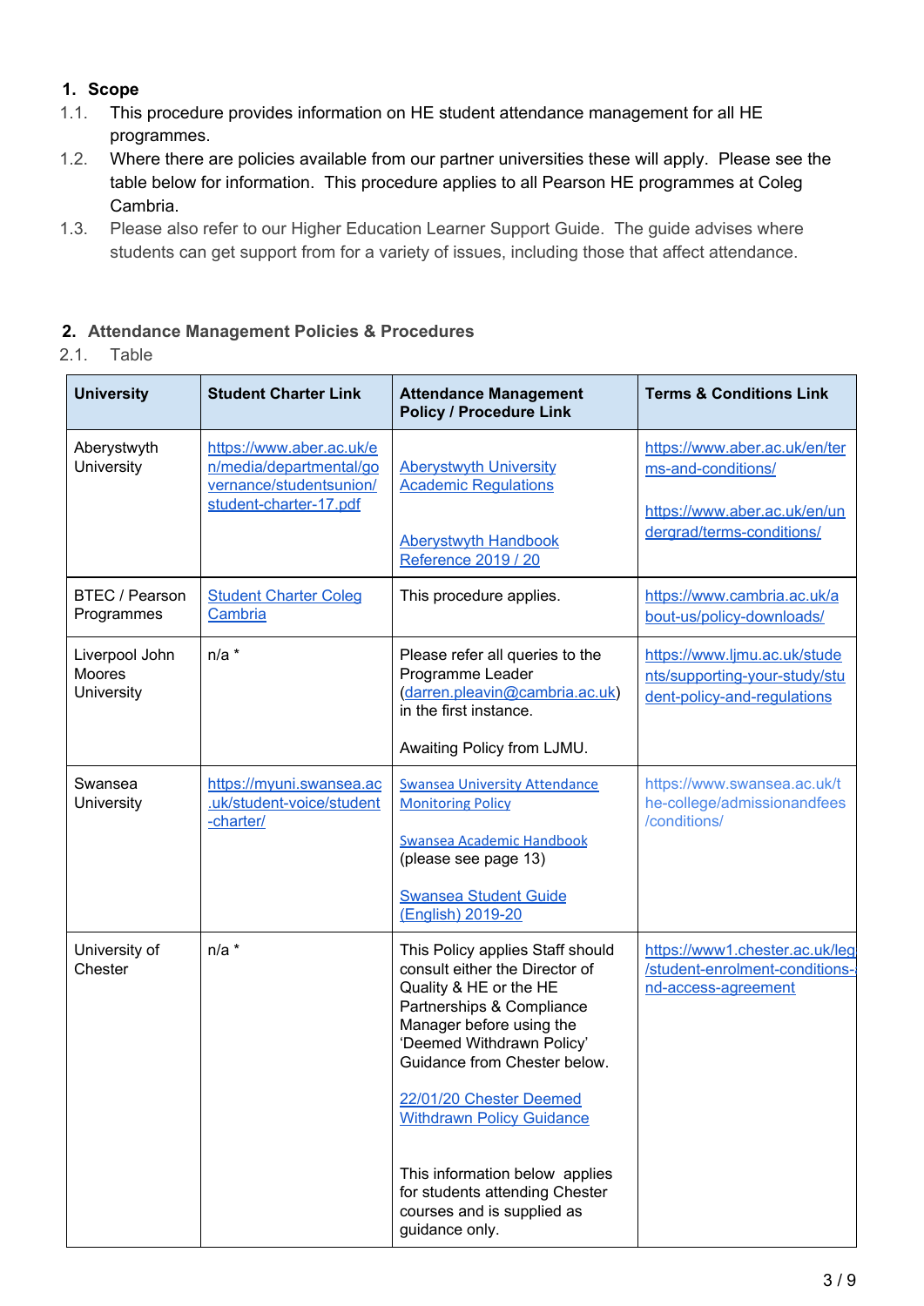## 1. Scope

1.1. This procedure provides information on HE student attendance management for all HE programmes.

1.2. Where there are policies available from our partner universities these will apply. Please see the table below for information. This procedure applies to all Pearson HE programmes at Coleg Cambria.

1.3. Please also refer to our Higher Education Learner Support Guide. The guide advises where students can get support from for a variety of issues, including those that affect attendance.

## 2. Attendance Management Policies & Procedures

2.1. Table

| University | Student Charter Link | Attendance Management Policy / Procedure Link | Terms & Conditions Link |
|---|---|---|---|
| Aberystwyth University | https://www.aber.ac.uk/en/media/departmental/governance/studentsunion/student-charter-17.pdf | Aberystwyth University Academic Regulations<br><br>Aberystwyth Handbook Reference 2019 / 20 | https://www.aber.ac.uk/en/terms-and-conditions/<br><br>https://www.aber.ac.uk/en/undergrad/terms-conditions/ |
| BTEC / Pearson Programmes | Student Charter Coleg Cambria | This procedure applies. | https://www.cambria.ac.uk/about-us/policy-downloads/ |
| Liverpool John Moores University | n/a * | Please refer all queries to the Programme Leader (darren.pleavin@cambria.ac.uk) in the first instance.<br><br>Awaiting Policy from LJMU. | https://www.ljmu.ac.uk/students/supporting-your-study/student-policy-and-regulations |
| Swansea University | https://myuni.swansea.ac.uk/student-voice/student-charter/ | Swansea University Attendance Monitoring Policy<br><br>Swansea Academic Handbook (please see page 13)<br><br>Swansea Student Guide (English) 2019-20 | https://www.swansea.ac.uk/the-college/admissionandfees/conditions/ |
| University of Chester | n/a * | This Policy applies Staff should consult either the Director of Quality & HE or the HE Partnerships & Compliance Manager before using the 'Deemed Withdrawn Policy' Guidance from Chester below.<br><br>22/01/20 Chester Deemed Withdrawn Policy Guidance<br><br>This information below applies for students attending Chester courses and is supplied as guidance only. | https://www1.chester.ac.uk/leg/student-enrolment-conditions-and-access-agreement |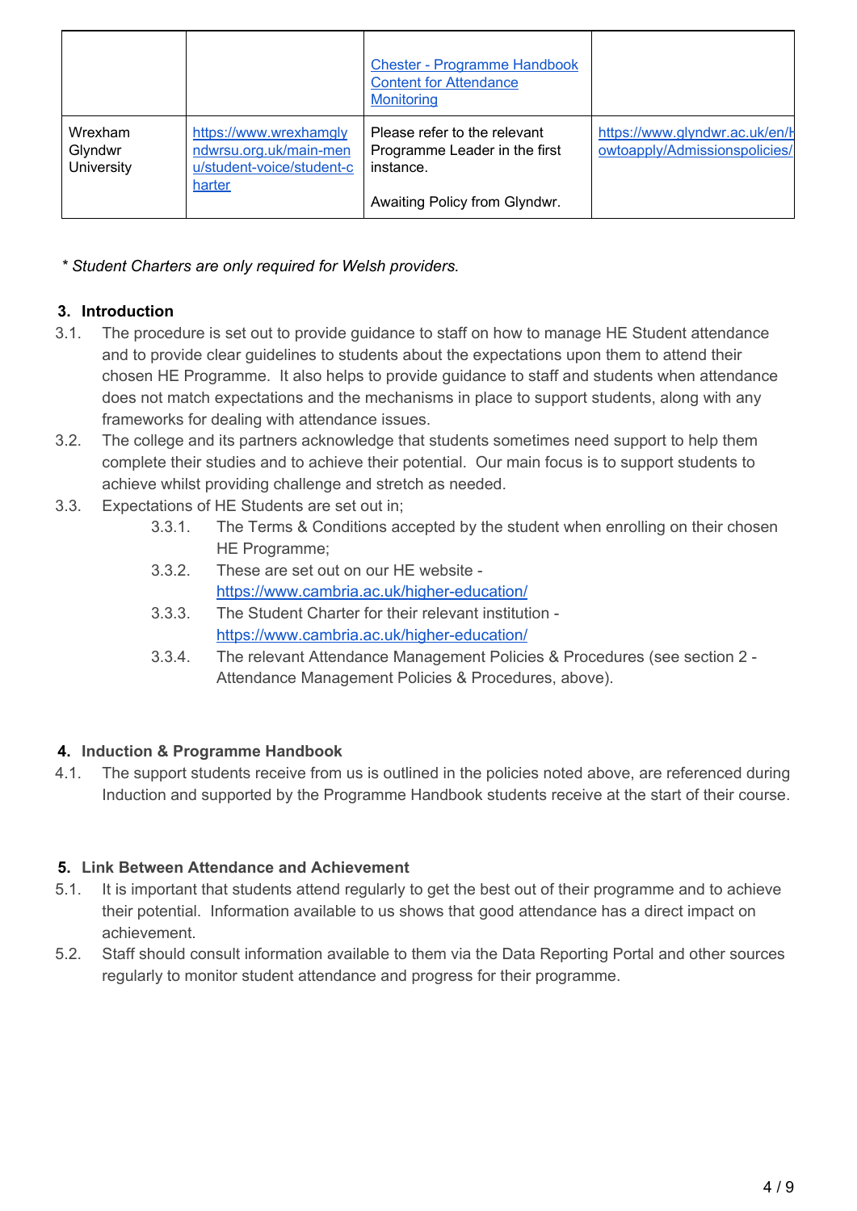| | | | |
|---|---|---|---|
| | | Chester - Programme Handbook Content for Attendance Monitoring | |
| Wrexham Glyndwr University | https://www.wrexhamglyndwrsu.org.uk/main-menu/student-voice/student-charter | Please refer to the relevant Programme Leader in the first instance.<br><br>Awaiting Policy from Glyndwr. | https://www.glyndwr.ac.uk/en/howtoapply/Admissionspolicies/ |

*\* Student Charters are only required for Welsh providers.*

## 3. Introduction

3.1. The procedure is set out to provide guidance to staff on how to manage HE Student attendance and to provide clear guidelines to students about the expectations upon them to attend their chosen HE Programme. It also helps to provide guidance to staff and students when attendance does not match expectations and the mechanisms in place to support students, along with any frameworks for dealing with attendance issues.

3.2. The college and its partners acknowledge that students sometimes need support to help them complete their studies and to achieve their potential. Our main focus is to support students to achieve whilst providing challenge and stretch as needed.

3.3. Expectations of HE Students are set out in;

- 3.3.1. The Terms & Conditions accepted by the student when enrolling on their chosen HE Programme;
- 3.3.2. These are set out on our HE website - https://www.cambria.ac.uk/higher-education/
- 3.3.3. The Student Charter for their relevant institution - https://www.cambria.ac.uk/higher-education/
- 3.3.4. The relevant Attendance Management Policies & Procedures (see section 2 - Attendance Management Policies & Procedures, above).

## 4. Induction & Programme Handbook

4.1. The support students receive from us is outlined in the policies noted above, are referenced during Induction and supported by the Programme Handbook students receive at the start of their course.

## 5. Link Between Attendance and Achievement

5.1. It is important that students attend regularly to get the best out of their programme and to achieve their potential. Information available to us shows that good attendance has a direct impact on achievement.

5.2. Staff should consult information available to them via the Data Reporting Portal and other sources regularly to monitor student attendance and progress for their programme.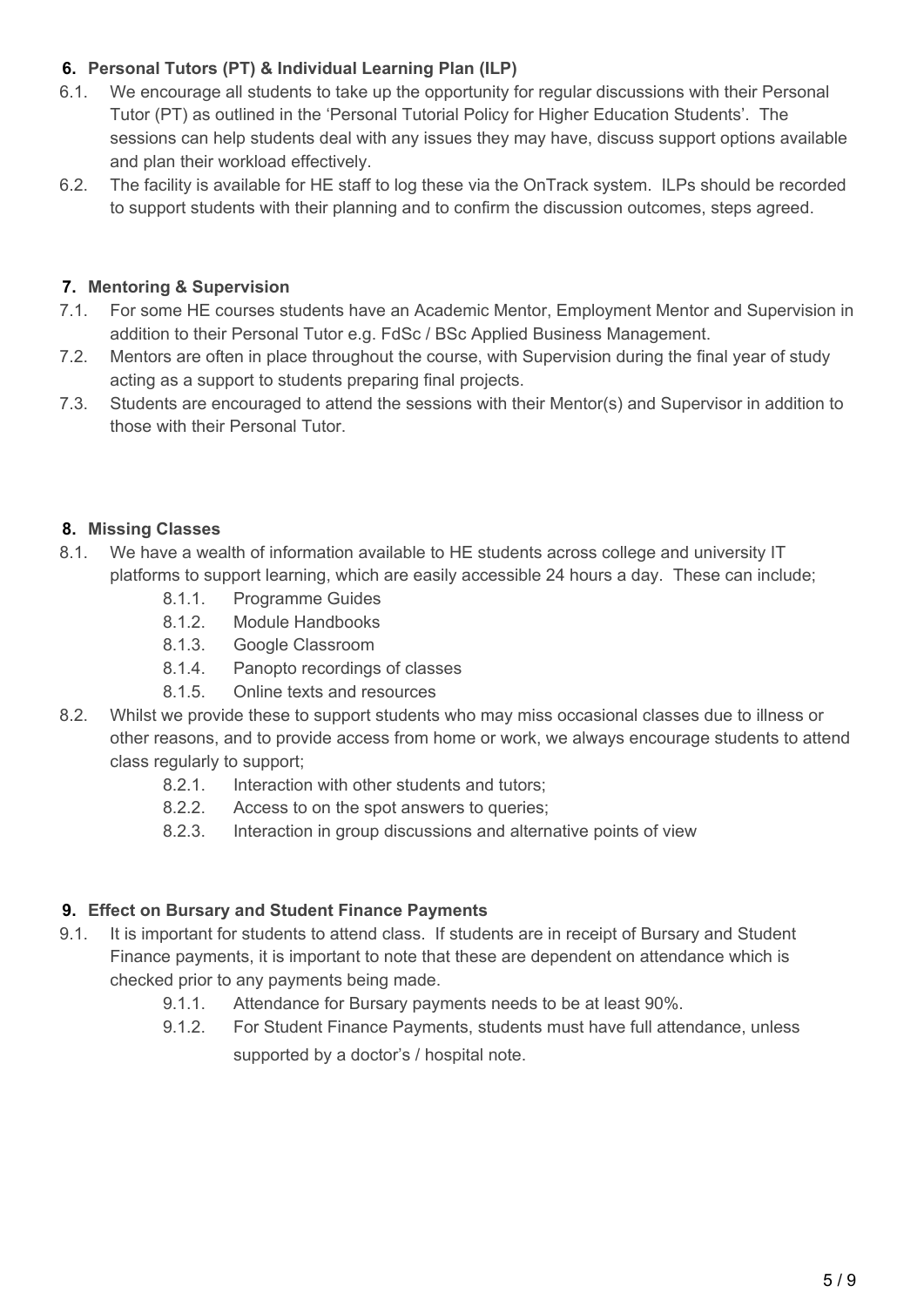### 6. Personal Tutors (PT) & Individual Learning Plan (ILP)

6.1. We encourage all students to take up the opportunity for regular discussions with their Personal Tutor (PT) as outlined in the 'Personal Tutorial Policy for Higher Education Students'. The sessions can help students deal with any issues they may have, discuss support options available and plan their workload effectively.

6.2. The facility is available for HE staff to log these via the OnTrack system. ILPs should be recorded to support students with their planning and to confirm the discussion outcomes, steps agreed.

### 7. Mentoring & Supervision

7.1. For some HE courses students have an Academic Mentor, Employment Mentor and Supervision in addition to their Personal Tutor e.g. FdSc / BSc Applied Business Management.

7.2. Mentors are often in place throughout the course, with Supervision during the final year of study acting as a support to students preparing final projects.

7.3. Students are encouraged to attend the sessions with their Mentor(s) and Supervisor in addition to those with their Personal Tutor.

### 8. Missing Classes

8.1. We have a wealth of information available to HE students across college and university IT platforms to support learning, which are easily accessible 24 hours a day. These can include;

- 8.1.1. Programme Guides
- 8.1.2. Module Handbooks
- 8.1.3. Google Classroom
- 8.1.4. Panopto recordings of classes
- 8.1.5. Online texts and resources

8.2. Whilst we provide these to support students who may miss occasional classes due to illness or other reasons, and to provide access from home or work, we always encourage students to attend class regularly to support;

- 8.2.1. Interaction with other students and tutors;
- 8.2.2. Access to on the spot answers to queries;
- 8.2.3. Interaction in group discussions and alternative points of view

### 9. Effect on Bursary and Student Finance Payments

9.1. It is important for students to attend class. If students are in receipt of Bursary and Student Finance payments, it is important to note that these are dependent on attendance which is checked prior to any payments being made.

- 9.1.1. Attendance for Bursary payments needs to be at least 90%.
- 9.1.2. For Student Finance Payments, students must have full attendance, unless supported by a doctor's / hospital note.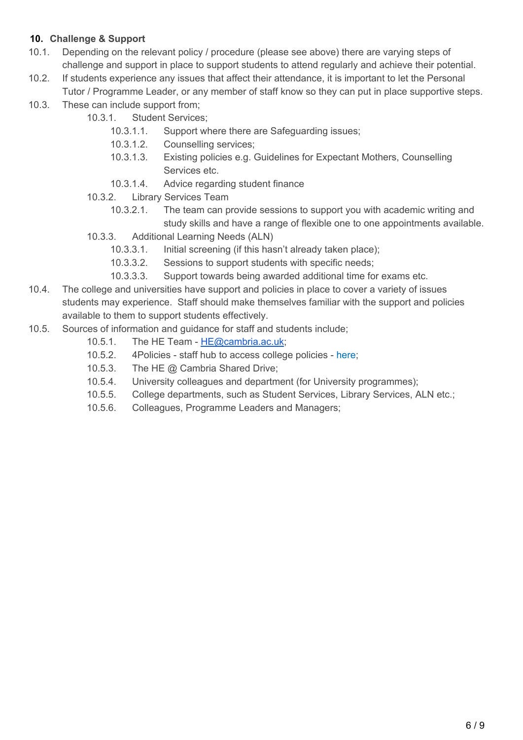## 10. Challenge & Support

10.1. Depending on the relevant policy / procedure (please see above) there are varying steps of challenge and support in place to support students to attend regularly and achieve their potential.

10.2. If students experience any issues that affect their attendance, it is important to let the Personal Tutor / Programme Leader, or any member of staff know so they can put in place supportive steps.

10.3. These can include support from;

- 10.3.1. Student Services;
  - 10.3.1.1. Support where there are Safeguarding issues;
  - 10.3.1.2. Counselling services;
  - 10.3.1.3. Existing policies e.g. Guidelines for Expectant Mothers, Counselling Services etc.
  - 10.3.1.4. Advice regarding student finance
- 10.3.2. Library Services Team
  - 10.3.2.1. The team can provide sessions to support you with academic writing and study skills and have a range of flexible one to one appointments available.
- 10.3.3. Additional Learning Needs (ALN)
  - 10.3.3.1. Initial screening (if this hasn't already taken place);
  - 10.3.3.2. Sessions to support students with specific needs;
  - 10.3.3.3. Support towards being awarded additional time for exams etc.

10.4. The college and universities have support and policies in place to cover a variety of issues students may experience. Staff should make themselves familiar with the support and policies available to them to support students effectively.

10.5. Sources of information and guidance for staff and students include;

- 10.5.1. The HE Team - HE@cambria.ac.uk;
- 10.5.2. 4Policies - staff hub to access college policies - here;
- 10.5.3. The HE @ Cambria Shared Drive;
- 10.5.4. University colleagues and department (for University programmes);
- 10.5.5. College departments, such as Student Services, Library Services, ALN etc.;
- 10.5.6. Colleagues, Programme Leaders and Managers;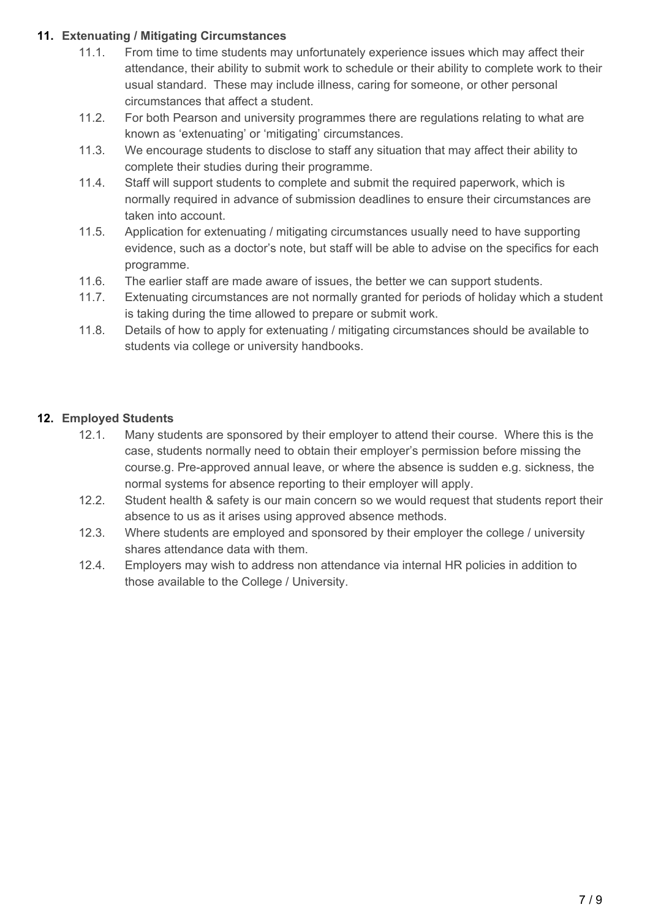## 11. Extenuating / Mitigating Circumstances

11.1. From time to time students may unfortunately experience issues which may affect their attendance, their ability to submit work to schedule or their ability to complete work to their usual standard. These may include illness, caring for someone, or other personal circumstances that affect a student.

11.2. For both Pearson and university programmes there are regulations relating to what are known as 'extenuating' or 'mitigating' circumstances.

11.3. We encourage students to disclose to staff any situation that may affect their ability to complete their studies during their programme.

11.4. Staff will support students to complete and submit the required paperwork, which is normally required in advance of submission deadlines to ensure their circumstances are taken into account.

11.5. Application for extenuating / mitigating circumstances usually need to have supporting evidence, such as a doctor's note, but staff will be able to advise on the specifics for each programme.

11.6. The earlier staff are made aware of issues, the better we can support students.

11.7. Extenuating circumstances are not normally granted for periods of holiday which a student is taking during the time allowed to prepare or submit work.

11.8. Details of how to apply for extenuating / mitigating circumstances should be available to students via college or university handbooks.

## 12. Employed Students

12.1. Many students are sponsored by their employer to attend their course. Where this is the case, students normally need to obtain their employer's permission before missing the course.g. Pre-approved annual leave, or where the absence is sudden e.g. sickness, the normal systems for absence reporting to their employer will apply.

12.2. Student health & safety is our main concern so we would request that students report their absence to us as it arises using approved absence methods.

12.3. Where students are employed and sponsored by their employer the college / university shares attendance data with them.

12.4. Employers may wish to address non attendance via internal HR policies in addition to those available to the College / University.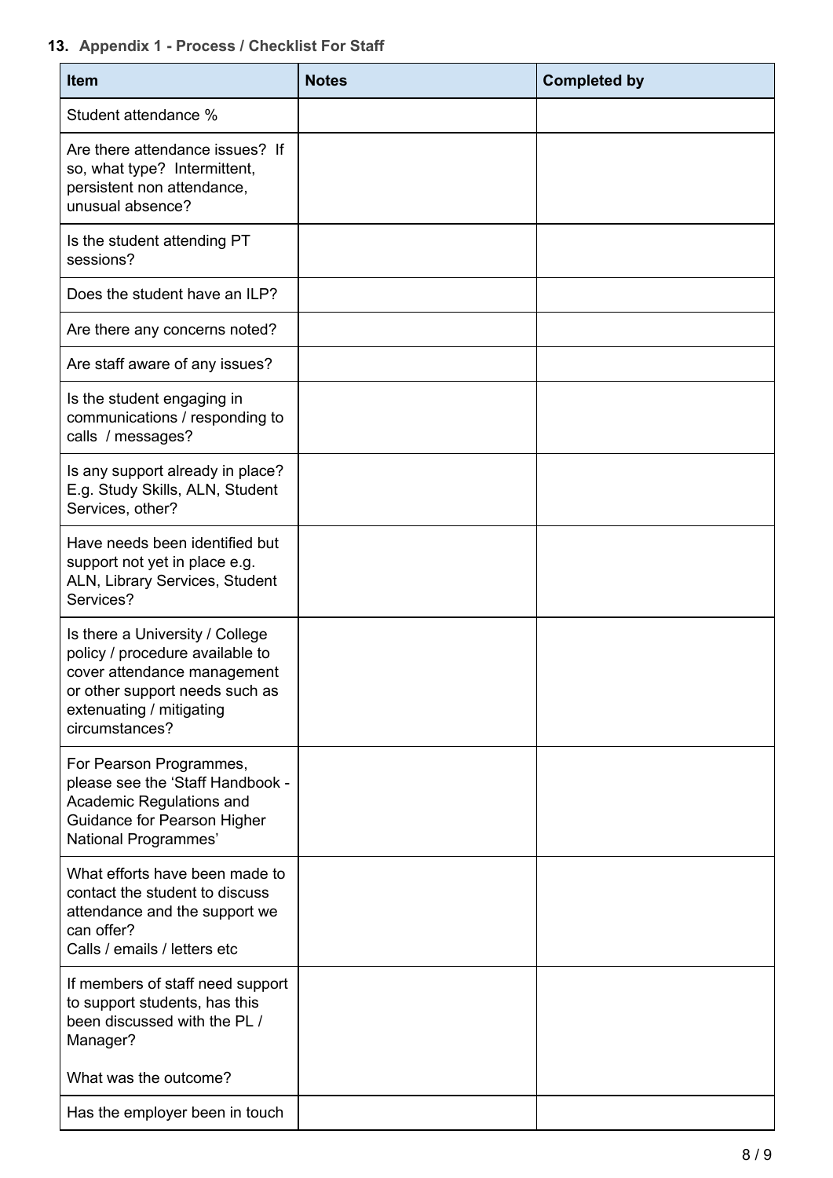## 13. Appendix 1 - Process / Checklist For Staff

| Item | Notes | Completed by |
|---|---|---|
| Student attendance % | | |
| Are there attendance issues? If so, what type? Intermittent, persistent non attendance, unusual absence? | | |
| Is the student attending PT sessions? | | |
| Does the student have an ILP? | | |
| Are there any concerns noted? | | |
| Are staff aware of any issues? | | |
| Is the student engaging in communications / responding to calls / messages? | | |
| Is any support already in place? E.g. Study Skills, ALN, Student Services, other? | | |
| Have needs been identified but support not yet in place e.g. ALN, Library Services, Student Services? | | |
| Is there a University / College policy / procedure available to cover attendance management or other support needs such as extenuating / mitigating circumstances? | | |
| For Pearson Programmes, please see the 'Staff Handbook - Academic Regulations and Guidance for Pearson Higher National Programmes' | | |
| What efforts have been made to contact the student to discuss attendance and the support we can offer? Calls / emails / letters etc | | |
| If members of staff need support to support students, has this been discussed with the PL / Manager? What was the outcome? | | |
| Has the employer been in touch | | |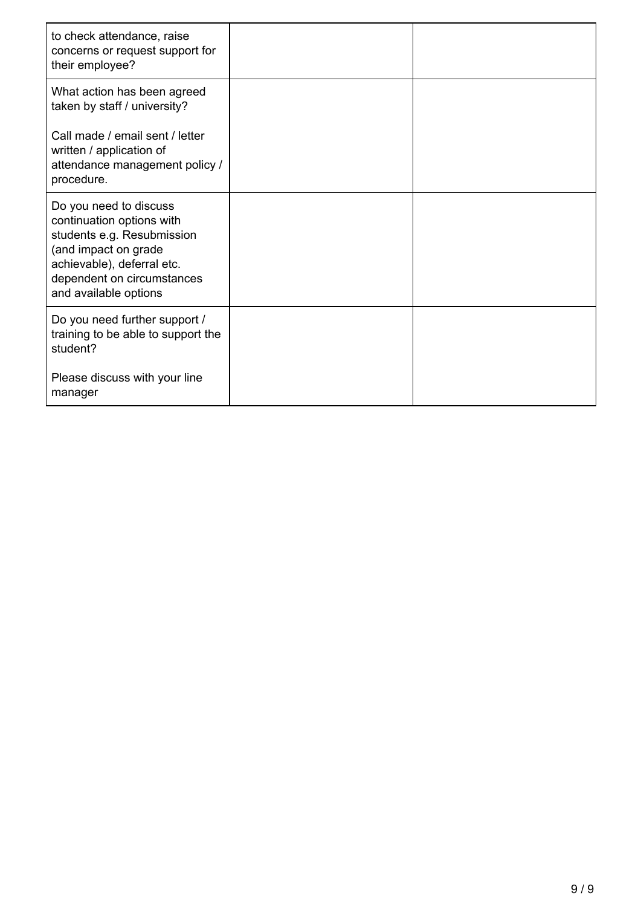| | | |
|---|---|---|
| to check attendance, raise concerns or request support for their employee? | | |
| What action has been agreed taken by staff / university?<br><br>Call made / email sent / letter written / application of attendance management policy / procedure. | | |
| Do you need to discuss continuation options with students e.g. Resubmission (and impact on grade achievable), deferral etc. dependent on circumstances and available options | | |
| Do you need further support / training to be able to support the student?<br><br>Please discuss with your line manager | | |